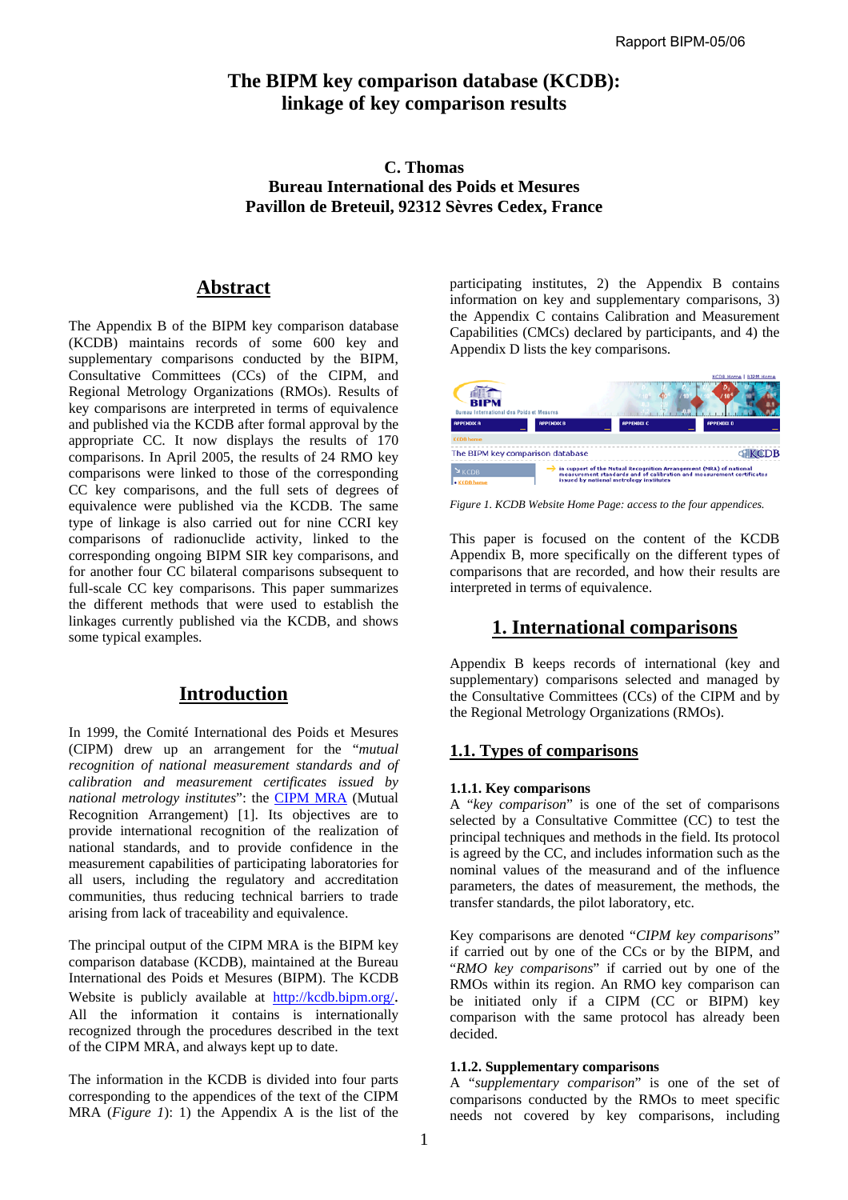Rapport BIPM-05/06

# The BIPM key comparison database (KCDB): linkage of key comparison results

**C. Thomas**
**Bureau International des Poids et Mesures**
**Pavillon de Breteuil, 92312 Sèvres Cedex, France**

## Abstract

The Appendix B of the BIPM key comparison database (KCDB) maintains records of some 600 key and supplementary comparisons conducted by the BIPM, Consultative Committees (CCs) of the CIPM, and Regional Metrology Organizations (RMOs). Results of key comparisons are interpreted in terms of equivalence and published via the KCDB after formal approval by the appropriate CC. It now displays the results of 170 comparisons. In April 2005, the results of 24 RMO key comparisons were linked to those of the corresponding CC key comparisons, and the full sets of degrees of equivalence were published via the KCDB. The same type of linkage is also carried out for nine CCRI key comparisons of radionuclide activity, linked to the corresponding ongoing BIPM SIR key comparisons, and for another four CC bilateral comparisons subsequent to full-scale CC key comparisons. This paper summarizes the different methods that were used to establish the linkages currently published via the KCDB, and shows some typical examples.

## Introduction

In 1999, the Comité International des Poids et Mesures (CIPM) drew up an arrangement for the "*mutual recognition of national measurement standards and of calibration and measurement certificates issued by national metrology institutes*": the CIPM MRA (Mutual Recognition Arrangement) [1]. Its objectives are to provide international recognition of the realization of national standards, and to provide confidence in the measurement capabilities of participating laboratories for all users, including the regulatory and accreditation communities, thus reducing technical barriers to trade arising from lack of traceability and equivalence.

The principal output of the CIPM MRA is the BIPM key comparison database (KCDB), maintained at the Bureau International des Poids et Mesures (BIPM). The KCDB Website is publicly available at http://kcdb.bipm.org/. All the information it contains is internationally recognized through the procedures described in the text of the CIPM MRA, and always kept up to date.

The information in the KCDB is divided into four parts corresponding to the appendices of the text of the CIPM MRA (*Figure 1*): 1) the Appendix A is the list of the participating institutes, 2) the Appendix B contains information on key and supplementary comparisons, 3) the Appendix C contains Calibration and Measurement Capabilities (CMCs) declared by participants, and 4) the Appendix D lists the key comparisons.

*Figure 1. KCDB Website Home Page: access to the four appendices.*

This paper is focused on the content of the KCDB Appendix B, more specifically on the different types of comparisons that are recorded, and how their results are interpreted in terms of equivalence.

## 1. International comparisons

Appendix B keeps records of international (key and supplementary) comparisons selected and managed by the Consultative Committees (CCs) of the CIPM and by the Regional Metrology Organizations (RMOs).

### 1.1. Types of comparisons

#### 1.1.1. Key comparisons

A "*key comparison*" is one of the set of comparisons selected by a Consultative Committee (CC) to test the principal techniques and methods in the field. Its protocol is agreed by the CC, and includes information such as the nominal values of the measurand and of the influence parameters, the dates of measurement, the methods, the transfer standards, the pilot laboratory, etc.

Key comparisons are denoted "*CIPM key comparisons*" if carried out by one of the CCs or by the BIPM, and "*RMO key comparisons*" if carried out by one of the RMOs within its region. An RMO key comparison can be initiated only if a CIPM (CC or BIPM) key comparison with the same protocol has already been decided.

#### 1.1.2. Supplementary comparisons

A "*supplementary comparison*" is one of the set of comparisons conducted by the RMOs to meet specific needs not covered by key comparisons, including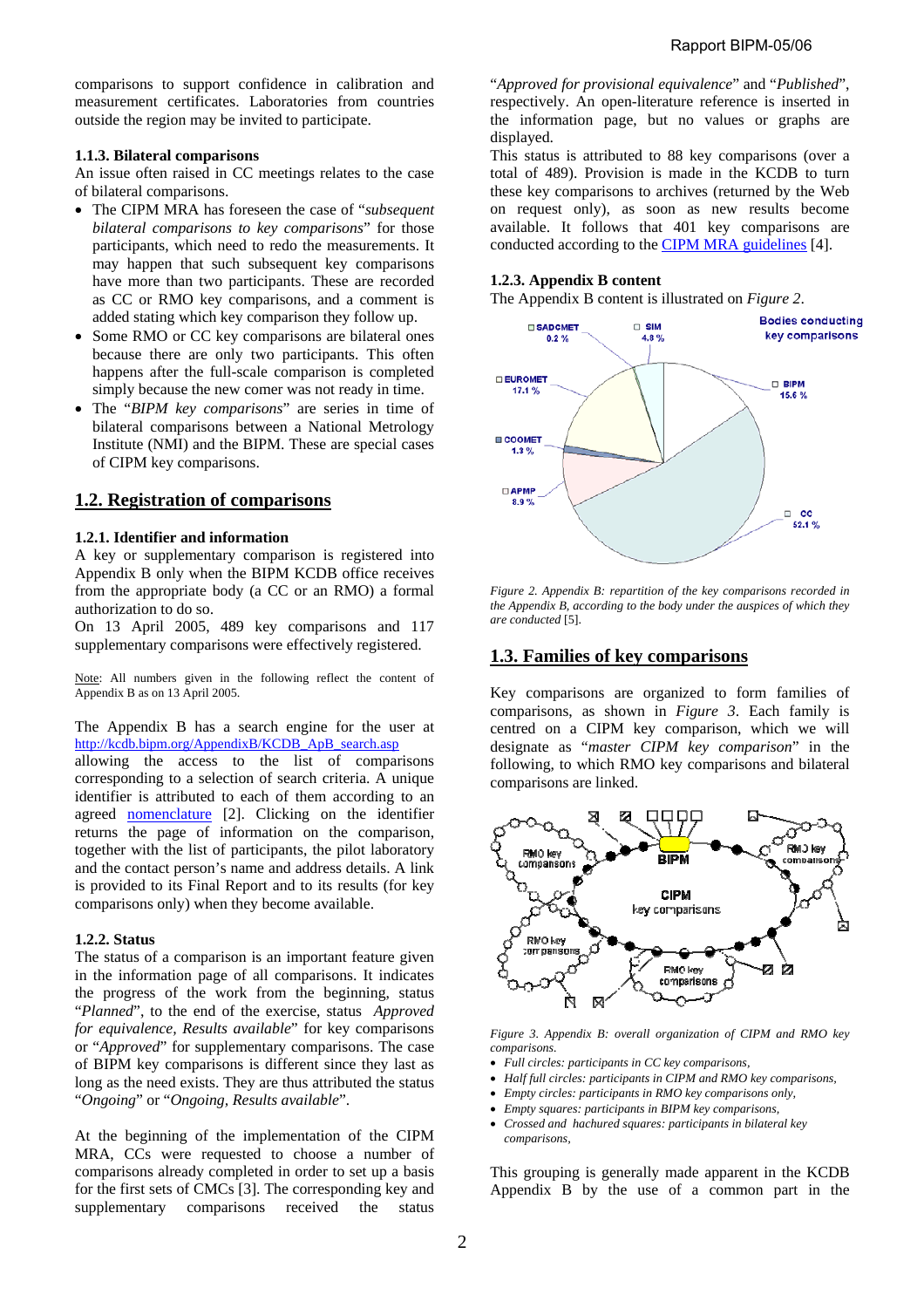comparisons to support confidence in calibration and measurement certificates. Laboratories from countries outside the region may be invited to participate.

### 1.1.3. Bilateral comparisons

An issue often raised in CC meetings relates to the case of bilateral comparisons.

- The CIPM MRA has foreseen the case of "*subsequent bilateral comparisons to key comparisons*" for those participants, which need to redo the measurements. It may happen that such subsequent key comparisons have more than two participants. These are recorded as CC or RMO key comparisons, and a comment is added stating which key comparison they follow up.
- Some RMO or CC key comparisons are bilateral ones because there are only two participants. This often happens after the full-scale comparison is completed simply because the new comer was not ready in time.
- The "*BIPM key comparisons*" are series in time of bilateral comparisons between a National Metrology Institute (NMI) and the BIPM. These are special cases of CIPM key comparisons.

## 1.2. Registration of comparisons

### 1.2.1. Identifier and information

A key or supplementary comparison is registered into Appendix B only when the BIPM KCDB office receives from the appropriate body (a CC or an RMO) a formal authorization to do so.

On 13 April 2005, 489 key comparisons and 117 supplementary comparisons were effectively registered.

Note: All numbers given in the following reflect the content of Appendix B as on 13 April 2005.

The Appendix B has a search engine for the user at http://kcdb.bipm.org/AppendixB/KCDB_ApB_search.asp allowing the access to the list of comparisons corresponding to a selection of search criteria. A unique identifier is attributed to each of them according to an agreed nomenclature [2]. Clicking on the identifier returns the page of information on the comparison, together with the list of participants, the pilot laboratory and the contact person's name and address details. A link is provided to its Final Report and to its results (for key comparisons only) when they become available.

### 1.2.2. Status

The status of a comparison is an important feature given in the information page of all comparisons. It indicates the progress of the work from the beginning, status "*Planned*", to the end of the exercise, status *Approved for equivalence, Results available*" for key comparisons or "*Approved*" for supplementary comparisons. The case of BIPM key comparisons is different since they last as long as the need exists. They are thus attributed the status "*Ongoing*" or "*Ongoing, Results available*".

At the beginning of the implementation of the CIPM MRA, CCs were requested to choose a number of comparisons already completed in order to set up a basis for the first sets of CMCs [3]. The corresponding key and supplementary comparisons received the status "*Approved for provisional equivalence*" and "*Published*", respectively. An open-literature reference is inserted in the information page, but no values or graphs are displayed.

This status is attributed to 88 key comparisons (over a total of 489). Provision is made in the KCDB to turn these key comparisons to archives (returned by the Web on request only), as soon as new results become available. It follows that 401 key comparisons are conducted according to the CIPM MRA guidelines [4].

### 1.2.3. Appendix B content

The Appendix B content is illustrated on *Figure 2*.

*Figure 2. Appendix B: repartition of the key comparisons recorded in the Appendix B, according to the body under the auspices of which they are conducted* [5].

## 1.3. Families of key comparisons

Key comparisons are organized to form families of comparisons, as shown in *Figure 3*. Each family is centred on a CIPM key comparison, which we will designate as "*master CIPM key comparison*" in the following, to which RMO key comparisons and bilateral comparisons are linked.

*Figure 3. Appendix B: overall organization of CIPM and RMO key comparisons.*

- *Full circles: participants in CC key comparisons,*
- *Half full circles: participants in CIPM and RMO key comparisons,*
- *Empty circles: participants in RMO key comparisons only,*
- *Empty squares: participants in BIPM key comparisons,*
- *Crossed and hachured squares: participants in bilateral key comparisons,*

This grouping is generally made apparent in the KCDB Appendix B by the use of a common part in the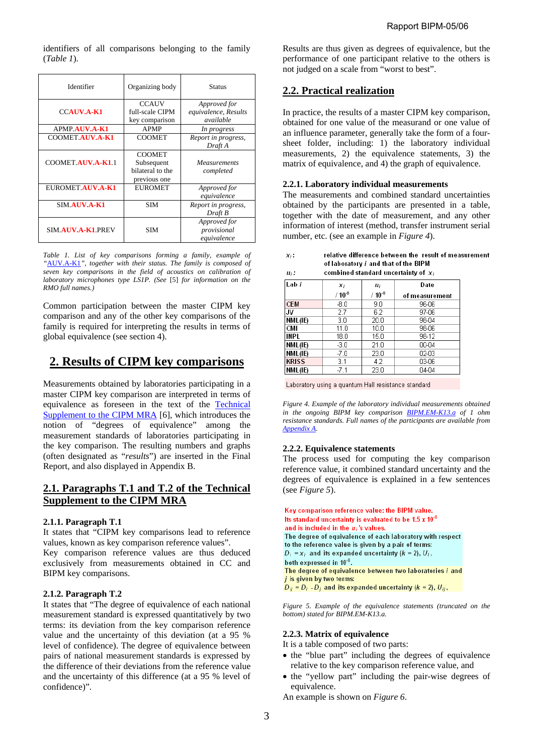identifiers of all comparisons belonging to the family (*Table 1*).

| Identifier | Organizing body | Status |
|---|---|---|
| CCAUV.A-K1 | CCAUV full-scale CIPM key comparison | *Approved for equivalence, Results available* |
| APMP.AUV.A-K1 | APMP | *In progress* |
| COOMET.AUV.A-K1 | COOMET | *Report in progress, Draft A* |
| COOMET.AUV.A-K1.1 | COOMET Subsequent bilateral to the previous one | *Measurements completed* |
| EUROMET.AUV.A-K1 | EUROMET | *Approved for equivalence* |
| SIM.AUV.A-K1 | SIM | *Report in progress, Draft B* |
| SIM.AUV.A-K1.PREV | SIM | *Approved for provisional equivalence* |

*Table 1. List of key comparisons forming a family, example of "AUV.A-K1", together with their status. The family is composed of seven key comparisons in the field of acoustics on calibration of laboratory microphones type LS1P. (See [5] for information on the RMO full names.)*

Common participation between the master CIPM key comparison and any of the other key comparisons of the family is required for interpreting the results in terms of global equivalence (see section 4).

## 2. Results of CIPM key comparisons

Measurements obtained by laboratories participating in a master CIPM key comparison are interpreted in terms of equivalence as foreseen in the text of the Technical Supplement to the CIPM MRA [6], which introduces the notion of "degrees of equivalence" among the measurement standards of laboratories participating in the key comparison. The resulting numbers and graphs (often designated as "*results*") are inserted in the Final Report, and also displayed in Appendix B.

### 2.1. Paragraphs T.1 and T.2 of the Technical Supplement to the CIPM MRA

#### 2.1.1. Paragraph T.1

It states that "CIPM key comparisons lead to reference values, known as key comparison reference values".
Key comparison reference values are thus deduced exclusively from measurements obtained in CC and BIPM key comparisons.

#### 2.1.2. Paragraph T.2

It states that "The degree of equivalence of each national measurement standard is expressed quantitatively by two terms: its deviation from the key comparison reference value and the uncertainty of this deviation (at a 95 % level of confidence). The degree of equivalence between pairs of national measurement standards is expressed by the difference of their deviations from the reference value and the uncertainty of this difference (at a 95 % level of confidence)".

Results are thus given as degrees of equivalence, but the performance of one participant relative to the others is not judged on a scale from "worst to best".

### 2.2. Practical realization

In practice, the results of a master CIPM key comparison, obtained for one value of the measurand or one value of an influence parameter, generally take the form of a four-sheet folder, including: 1) the laboratory individual measurements, 2) the equivalence statements, 3) the matrix of equivalence, and 4) the graph of equivalence.

#### 2.2.1. Laboratory individual measurements

The measurements and combined standard uncertainties obtained by the participants are presented in a table, together with the date of measurement, and any other information of interest (method, transfer instrument serial number, etc. (see an example in *Figure 4*).

$x_i$ : relative difference between the result of measurement of laboratory $i$ and that of the BIPM
$u_i$ : combined standard uncertainty of $x_i$

| Lab $i$ | $x_i$ / $10^{-8}$ | $u_i$ / $10^{-8}$ | Date of measurement |
|---|---|---|---|
| CEM | -8.0 | 9.0 | 96-06 |
| JV | 2.7 | 6.2 | 97-06 |
| NML(IE) | 3.0 | 20.0 | 98-04 |
| CMI | 11.0 | 10.0 | 98-06 |
| INPL | 18.0 | 15.0 | 98-12 |
| NML(IE) | -3.0 | 21.0 | 00-04 |
| NML(IE) | -7.0 | 23.0 | 02-03 |
| KRISS | 3.1 | 4.2 | 03-06 |
| NML(IE) | -7.1 | 23.0 | 04-04 |

Laboratory using a quantum Hall resistance standard

*Figure 4. Example of the laboratory individual measurements obtained in the ongoing BIPM key comparison BIPM.EM-K13.a of 1 ohm resistance standards. Full names of the participants are available from Appendix A.*

#### 2.2.2. Equivalence statements

The process used for computing the key comparison reference value, it combined standard uncertainty and the degrees of equivalence is explained in a few sentences (see *Figure 5*).

Key comparison reference value: the BIPM value.
Its standard uncertainty is evaluated to be 1.5 x $10^{-8}$ and is included in the $u_i$'s values.
The degree of equivalence of each laboratory with respect to the reference value is given by a pair of terms:
$D_i = x_i$ and its expanded uncertainty ($k$ = 2), $U_i$,
both expressed in $10^{-8}$.
The degree of equivalence between two laboratories $i$ and $j$ is given by two terms:
$D_{ij} = D_i - D_j$ and its expanded uncertainty ($k$ = 2), $U_{ij}$,

*Figure 5. Example of the equivalence statements (truncated on the bottom) stated for BIPM.EM-K13.a.*

#### 2.2.3. Matrix of equivalence

It is a table composed of two parts:

- the "blue part" including the degrees of equivalence relative to the key comparison reference value, and
- the "yellow part" including the pair-wise degrees of equivalence.

An example is shown on *Figure 6*.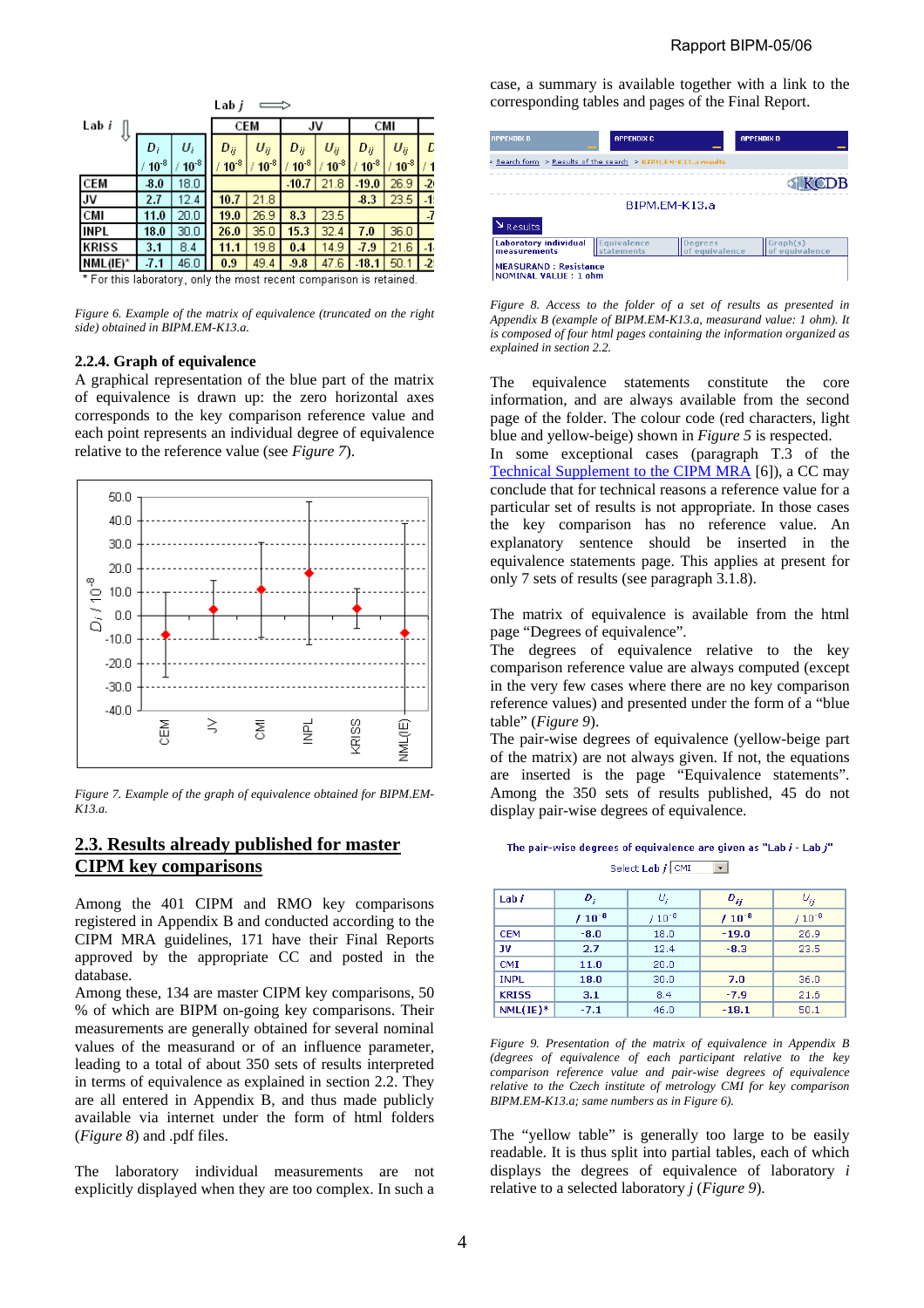|  |  | Lab *j* ⟹ |  |  |  |  |  |  |
|---|---|---|---|---|---|---|---|---|
| Lab *i* ⇓ |  |  | CEM |  | JV |  | CMI |  |
|  | $D_i$ / $10^{-8}$ | $U_i$ / $10^{-8}$ | $D_{ij}$ / $10^{-8}$ | $U_{ij}$ / $10^{-8}$ | $D_{ij}$ / $10^{-8}$ | $U_{ij}$ / $10^{-8}$ | $D_{ij}$ / $10^{-8}$ | $U_{ij}$ / $10^{-8}$ |
| CEM | -8.0 | 18.0 |  |  | -10.7 | 21.8 | -19.0 | 26.9 |
| JV | 2.7 | 12.4 | 10.7 | 21.8 |  |  | -8.3 | 23.5 |
| CMI | 11.0 | 20.0 | 19.0 | 26.9 | 8.3 | 23.5 |  |  |
| INPL | 18.0 | 30.0 | 26.0 | 35.0 | 15.3 | 32.4 | 7.0 | 36.0 |
| KRISS | 3.1 | 8.4 | 11.1 | 19.8 | 0.4 | 14.9 | -7.9 | 21.6 |
| NML(IE)* | -7.1 | 46.0 | 0.9 | 49.4 | -9.8 | 47.6 | -18.1 | 50.1 |

\* For this laboratory, only the most recent comparison is retained.

*Figure 6. Example of the matrix of equivalence (truncated on the right side) obtained in BIPM.EM-K13.a.*

### 2.2.4. Graph of equivalence

A graphical representation of the blue part of the matrix of equivalence is drawn up: the zero horizontal axes corresponds to the key comparison reference value and each point represents an individual degree of equivalence relative to the reference value (see *Figure 7*).

*Figure 7. Example of the graph of equivalence obtained for BIPM.EM-K13.a.*

## 2.3. Results already published for master CIPM key comparisons

Among the 401 CIPM and RMO key comparisons registered in Appendix B and conducted according to the CIPM MRA guidelines, 171 have their Final Reports approved by the appropriate CC and posted in the database.

Among these, 134 are master CIPM key comparisons, 50 % of which are BIPM on-going key comparisons. Their measurements are generally obtained for several nominal values of the measurand or of an influence parameter, leading to a total of about 350 sets of results interpreted in terms of equivalence as explained in section 2.2. They are all entered in Appendix B, and thus made publicly available via internet under the form of html folders (*Figure 8*) and .pdf files.

The laboratory individual measurements are not explicitly displayed when they are too complex. In such a case, a summary is available together with a link to the corresponding tables and pages of the Final Report.

*Figure 8. Access to the folder of a set of results as presented in Appendix B (example of BIPM.EM-K13.a, measurand value: 1 ohm). It is composed of four html pages containing the information organized as explained in section 2.2.*

The equivalence statements constitute the core information, and are always available from the second page of the folder. The colour code (red characters, light blue and yellow-beige) shown in *Figure 5* is respected.

In some exceptional cases (paragraph T.3 of the Technical Supplement to the CIPM MRA [6]), a CC may conclude that for technical reasons a reference value for a particular set of results is not appropriate. In those cases the key comparison has no reference value. An explanatory sentence should be inserted in the equivalence statements page. This applies at present for only 7 sets of results (see paragraph 3.1.8).

The matrix of equivalence is available from the html page "Degrees of equivalence".

The degrees of equivalence relative to the key comparison reference value are always computed (except in the very few cases where there are no key comparison reference values) and presented under the form of a "blue table" (*Figure 9*).

The pair-wise degrees of equivalence (yellow-beige part of the matrix) are not always given. If not, the equations are inserted is the page "Equivalence statements". Among the 350 sets of results published, 45 do not display pair-wise degrees of equivalence.

The pair-wise degrees of equivalence are given as "Lab *i* - Lab *j*"

Select Lab *j* CMI

| Lab *i* | $D_i$ / $10^{-8}$ | $U_i$ / $10^{-8}$ | $D_{ij}$ / $10^{-8}$ | $U_{ij}$ / $10^{-8}$ |
|---|---|---|---|---|
| CEM | -8.0 | 18.0 | -19.0 | 26.9 |
| JV | 2.7 | 12.4 | -8.3 | 23.5 |
| CMI | 11.0 | 20.0 |  |  |
| INPL | 18.0 | 30.0 | 7.0 | 36.0 |
| KRISS | 3.1 | 8.4 | -7.9 | 21.6 |
| NML(IE)* | -7.1 | 46.0 | -18.1 | 50.1 |

*Figure 9. Presentation of the matrix of equivalence in Appendix B (degrees of equivalence of each participant relative to the key comparison reference value and pair-wise degrees of equivalence relative to the Czech institute of metrology CMI for key comparison BIPM.EM-K13.a; same numbers as in Figure 6).*

The "yellow table" is generally too large to be easily readable. It is thus split into partial tables, each of which displays the degrees of equivalence of laboratory *i* relative to a selected laboratory *j* (*Figure 9*).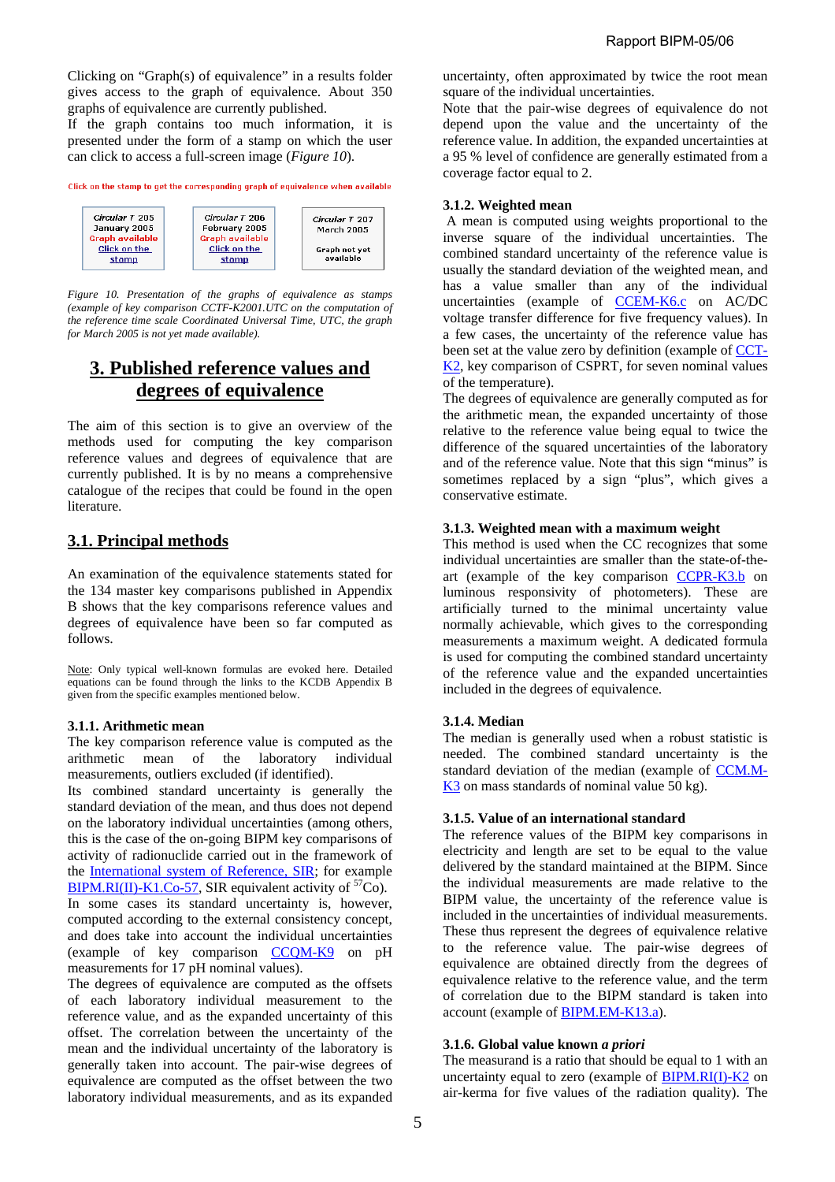Clicking on "Graph(s) of equivalence" in a results folder gives access to the graph of equivalence. About 350 graphs of equivalence are currently published.
If the graph contains too much information, it is presented under the form of a stamp on which the user can click to access a full-screen image (*Figure 10*).

Click on the stamp to get the corresponding graph of equivalence when available

| Circular T 205 January 2005 Graph available Click on the stamp | Circular T 206 February 2005 Graph available Click on the stamp | Circular T 207 March 2005 Graph not yet available |
|---|---|---|

*Figure 10. Presentation of the graphs of equivalence as stamps (example of key comparison CCTF-K2001.UTC on the computation of the reference time scale Coordinated Universal Time, UTC, the graph for March 2005 is not yet made available).*

# 3. Published reference values and degrees of equivalence

The aim of this section is to give an overview of the methods used for computing the key comparison reference values and degrees of equivalence that are currently published. It is by no means a comprehensive catalogue of the recipes that could be found in the open literature.

## 3.1. Principal methods

An examination of the equivalence statements stated for the 134 master key comparisons published in Appendix B shows that the key comparisons reference values and degrees of equivalence have been so far computed as follows.

Note: Only typical well-known formulas are evoked here. Detailed equations can be found through the links to the KCDB Appendix B given from the specific examples mentioned below.

### 3.1.1. Arithmetic mean

The key comparison reference value is computed as the arithmetic mean of the laboratory individual measurements, outliers excluded (if identified).
Its combined standard uncertainty is generally the standard deviation of the mean, and thus does not depend on the laboratory individual uncertainties (among others, this is the case of the on-going BIPM key comparisons of activity of radionuclide carried out in the framework of the International system of Reference, SIR; for example BIPM.RI(II)-K1.Co-57, SIR equivalent activity of $^{57}$Co).
In some cases its standard uncertainty is, however, computed according to the external consistency concept, and does take into account the individual uncertainties (example of key comparison CCQM-K9 on pH measurements for 17 pH nominal values).
The degrees of equivalence are computed as the offsets of each laboratory individual measurement to the reference value, and as the expanded uncertainty of this offset. The correlation between the uncertainty of the mean and the individual uncertainty of the laboratory is generally taken into account. The pair-wise degrees of equivalence are computed as the offset between the two laboratory individual measurements, and as its expanded uncertainty, often approximated by twice the root mean square of the individual uncertainties.
Note that the pair-wise degrees of equivalence do not depend upon the value and the uncertainty of the reference value. In addition, the expanded uncertainties at a 95 % level of confidence are generally estimated from a coverage factor equal to 2.

### 3.1.2. Weighted mean

A mean is computed using weights proportional to the inverse square of the individual uncertainties. The combined standard uncertainty of the reference value is usually the standard deviation of the weighted mean, and has a value smaller than any of the individual uncertainties (example of CCEM-K6.c on AC/DC voltage transfer difference for five frequency values). In a few cases, the uncertainty of the reference value has been set at the value zero by definition (example of CCT-K2, key comparison of CSPRT, for seven nominal values of the temperature).
The degrees of equivalence are generally computed as for the arithmetic mean, the expanded uncertainty of those relative to the reference value being equal to twice the difference of the squared uncertainties of the laboratory and of the reference value. Note that this sign "minus" is sometimes replaced by a sign "plus", which gives a conservative estimate.

### 3.1.3. Weighted mean with a maximum weight

This method is used when the CC recognizes that some individual uncertainties are smaller than the state-of-the-art (example of the key comparison CCPR-K3.b on luminous responsivity of photometers). These are artificially turned to the minimal uncertainty value normally achievable, which gives to the corresponding measurements a maximum weight. A dedicated formula is used for computing the combined standard uncertainty of the reference value and the expanded uncertainties included in the degrees of equivalence.

### 3.1.4. Median

The median is generally used when a robust statistic is needed. The combined standard uncertainty is the standard deviation of the median (example of CCM.M-K3 on mass standards of nominal value 50 kg).

### 3.1.5. Value of an international standard

The reference values of the BIPM key comparisons in electricity and length are set to be equal to the value delivered by the standard maintained at the BIPM. Since the individual measurements are made relative to the BIPM value, the uncertainty of the reference value is included in the uncertainties of individual measurements. These thus represent the degrees of equivalence relative to the reference value. The pair-wise degrees of equivalence are obtained directly from the degrees of equivalence relative to the reference value, and the term of correlation due to the BIPM standard is taken into account (example of BIPM.EM-K13.a).

### 3.1.6. Global value known *a priori*

The measurand is a ratio that should be equal to 1 with an uncertainty equal to zero (example of BIPM.RI(I)-K2 on air-kerma for five values of the radiation quality). The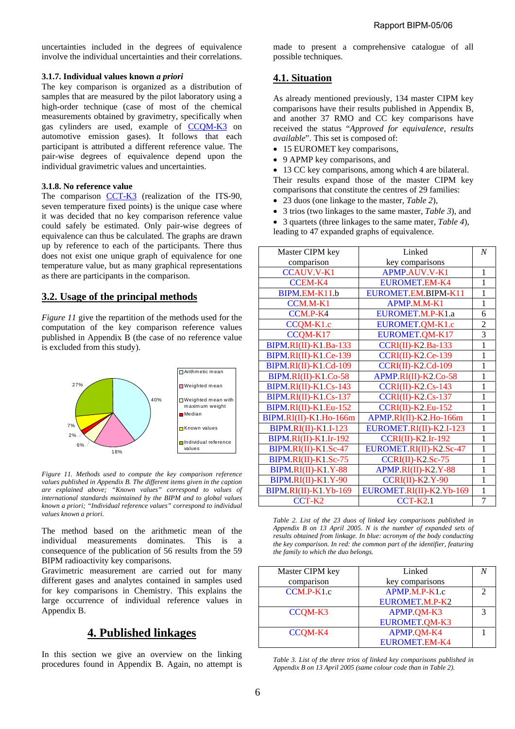uncertainties included in the degrees of equivalence involve the individual uncertainties and their correlations.

### 3.1.7. Individual values known *a priori*

The key comparison is organized as a distribution of samples that are measured by the pilot laboratory using a high-order technique (case of most of the chemical measurements obtained by gravimetry, specifically when gas cylinders are used, example of CCQM-K3 on automotive emission gases). It follows that each participant is attributed a different reference value. The pair-wise degrees of equivalence depend upon the individual gravimetric values and uncertainties.

### 3.1.8. No reference value

The comparison CCT-K3 (realization of the ITS-90, seven temperature fixed points) is the unique case where it was decided that no key comparison reference value could safely be estimated. Only pair-wise degrees of equivalence can thus be calculated. The graphs are drawn up by reference to each of the participants. There thus does not exist one unique graph of equivalence for one temperature value, but as many graphical representations as there are participants in the comparison.

## 3.2. Usage of the principal methods

*Figure 11* give the repartition of the methods used for the computation of the key comparison reference values published in Appendix B (the case of no reference value is excluded from this study).

| Method | Share |
|---|---|
| Arithmetic mean | 40% |
| Weighted mean | 18% |
| Weighted mean with maximum weight | 6% |
| Median | 2% |
| Known values | 7% |
| Individual reference values | 27% |

*Figure 11. Methods used to compute the key comparison reference values published in Appendix B. The different items given in the caption are explained above; "Known values" correspond to values of international standards maintained by the BIPM and to global values known a priori; "Individual reference values" correspond to individual values known a priori.*

The method based on the arithmetic mean of the individual measurements dominates. This is a consequence of the publication of 56 results from the 59 BIPM radioactivity key comparisons.

Gravimetric measurement are carried out for many different gases and analytes contained in samples used for key comparisons in Chemistry. This explains the large occurrence of individual reference values in Appendix B.

# 4. Published linkages

In this section we give an overview on the linking procedures found in Appendix B. Again, no attempt is made to present a comprehensive catalogue of all possible techniques.

## 4.1. Situation

As already mentioned previously, 134 master CIPM key comparisons have their results published in Appendix B, and another 37 RMO and CC key comparisons have received the status "*Approved for equivalence, results available*". This set is composed of:

- 15 EUROMET key comparisons,
- 9 APMP key comparisons, and
- 13 CC key comparisons, among which 4 are bilateral.

Their results expand those of the master CIPM key comparisons that constitute the centres of 29 families:

- 23 duos (one linkage to the master, *Table 2*),
- 3 trios (two linkages to the same master, *Table 3*), and
- 3 quartets (three linkages to the same mater, *Table 4*),

leading to 47 expanded graphs of equivalence.

| Master CIPM key comparison | Linked key comparisons | *N* |
|---|---|---|
| CCAUV.V-K1 | APMP.AUV.V-K1 | 1 |
| CCEM-K4 | EUROMET.EM-K4 | 1 |
| BIPM.EM-K11.b | EUROMET.EM.BIPM-K11 | 1 |
| CCM.M-K1 | APMP.M.M-K1 | 1 |
| CCM.P-K4 | EUROMET.M.P-K1.a | 6 |
| CCQM-K1.c | EUROMET.QM-K1.c | 2 |
| CCQM-K17 | EUROMET.QM-K17 | 3 |
| BIPM.RI(II)-K1.Ba-133 | CCRI(II)-K2.Ba-133 | 1 |
| BIPM.RI(II)-K1.Ce-139 | CCRI(II)-K2.Ce-139 | 1 |
| BIPM.RI(II)-K1.Cd-109 | CCRI(II)-K2.Cd-109 | 1 |
| BIPM.RI(II)-K1.Co-58 | APMP.RI(II)-K2.Co-58 | 1 |
| BIPM.RI(II)-K1.Cs-143 | CCRI(II)-K2.Cs-143 | 1 |
| BIPM.RI(II)-K1.Cs-137 | CCRI(II)-K2.Cs-137 | 1 |
| BIPM.RI(II)-K1.Eu-152 | CCRI(II)-K2.Eu-152 | 1 |
| BIPM.RI(II)-K1.Ho-166m | APMP.RI(II)-K2.Ho-166m | 1 |
| BIPM.RI(II)-K1.I-123 | EUROMET.RI(II)-K2.I-123 | 1 |
| BIPM.RI(II)-K1.Ir-192 | CCRI(II)-K2.Ir-192 | 1 |
| BIPM.RI(II)-K1.Sc-47 | EUROMET.RI(II)-K2.Sc-47 | 1 |
| BIPM.RI(II)-K1.Sc-75 | CCRI(II)-K2.Sc-75 | 1 |
| BIPM.RI(II)-K1.Y-88 | APMP.RI(II)-K2.Y-88 | 1 |
| BIPM.RI(II)-K1.Y-90 | CCRI(II)-K2.Y-90 | 1 |
| BIPM.RI(II)-K1.Yb-169 | EUROMET.RI(II)-K2.Yb-169 | 1 |
| CCT-K2 | CCT-K2.1 | 7 |

*Table 2. List of the 23 duos of linked key comparisons published in Appendix B on 13 April 2005. N is the number of expanded sets of results obtained from linkage. In blue: acronym of the body conducting the key comparison. In red: the common part of the identifier, featuring the family to which the duo belongs.*

| Master CIPM key comparison | Linked key comparisons | *N* |
|---|---|---|
| CCM.P-K1.c | APMP.M.P-K1.c<br>EUROMET.M.P-K2 | 2 |
| CCQM-K3 | APMP.QM-K3<br>EUROMET.QM-K3 | 3 |
| CCQM-K4 | APMP.QM-K4<br>EUROMET.EM-K4 | 1 |

*Table 3. List of the three trios of linked key comparisons published in Appendix B on 13 April 2005 (same colour code than in Table 2).*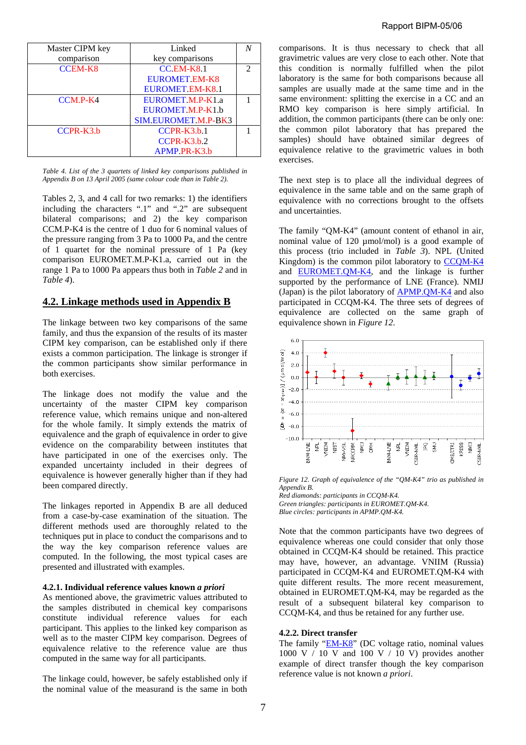| Master CIPM key comparison | Linked key comparisons | *N* |
|---|---|---|
| CCEM-K8 | CC.EM-K8.1<br>EUROMET.EM-K8<br>EUROMET.EM-K8.1 | 2 |
| CCM.P-K4 | EUROMET.M.P-K1.a<br>EUROMET.M.P-K1.b<br>SIM.EUROMET.M.P-BK3 | 1 |
| CCPR-K3.b | CCPR-K3.b.1<br>CCPR-K3.b.2<br>APMP.PR-K3.b | 1 |

*Table 4. List of the 3 quartets of linked key comparisons published in Appendix B on 13 April 2005 (same colour code than in Table 2).*

Tables 2, 3, and 4 call for two remarks: 1) the identifiers including the characters ".1" and ".2" are subsequent bilateral comparisons; and 2) the key comparison CCM.P-K4 is the centre of 1 duo for 6 nominal values of the pressure ranging from 3 Pa to 1000 Pa, and the centre of 1 quartet for the nominal pressure of 1 Pa (key comparison EUROMET.M.P-K1.a, carried out in the range 1 Pa to 1000 Pa appears thus both in *Table 2* and in *Table 4*).

## 4.2. Linkage methods used in Appendix B

The linkage between two key comparisons of the same family, and thus the expansion of the results of its master CIPM key comparison, can be established only if there exists a common participation. The linkage is stronger if the common participants show similar performance in both exercises.

The linkage does not modify the value and the uncertainty of the master CIPM key comparison reference value, which remains unique and non-altered for the whole family. It simply extends the matrix of equivalence and the graph of equivalence in order to give evidence on the comparability between institutes that have participated in one of the exercises only. The expanded uncertainty included in their degrees of equivalence is however generally higher than if they had been compared directly.

The linkages reported in Appendix B are all deduced from a case-by-case examination of the situation. The different methods used are thoroughly related to the techniques put in place to conduct the comparisons and to the way the key comparison reference values are computed. In the following, the most typical cases are presented and illustrated with examples.

### 4.2.1. Individual reference values known *a priori*

As mentioned above, the gravimetric values attributed to the samples distributed in chemical key comparisons constitute individual reference values for each participant. This applies to the linked key comparison as well as to the master CIPM key comparison. Degrees of equivalence relative to the reference value are thus computed in the same way for all participants.

The linkage could, however, be safely established only if the nominal value of the measurand is the same in both comparisons. It is thus necessary to check that all gravimetric values are very close to each other. Note that this condition is normally fulfilled when the pilot laboratory is the same for both comparisons because all samples are usually made at the same time and in the same environment: splitting the exercise in a CC and an RMO key comparison is here simply artificial. In addition, the common participants (there can be only one: the common pilot that has prepared the samples) should have obtained similar degrees of equivalence relative to the gravimetric values in both exercises.

The next step is to place all the individual degrees of equivalence in the same table and on the same graph of equivalence with no corrections brought to the offsets and uncertainties.

The family "QM-K4" (amount content of ethanol in air, nominal value of 120 µmol/mol) is a good example of this process (trio included in *Table 3*). NPL (United Kingdom) is the common pilot laboratory to CCQM-K4 and EUROMET.QM-K4, and the linkage is further supported by the performance of LNE (France). NMIJ (Japan) is the pilot laboratory of APMP.QM-K4 and also participated in CCQM-K4. The three sets of degrees of equivalence are collected on the same graph of equivalence shown in *Figure 12*.

*Figure 12. Graph of equivalence of the "QM-K4" trio as published in Appendix B.*
*Red diamonds: participants in CCQM-K4.*
*Green triangles: participants in EUROMET.QM-K4.*
*Blue circles: participants in APMP.QM-K4.*

Note that the common participants have two degrees of equivalence whereas one could consider that only those obtained in CCQM-K4 should be retained. This practice may have, however, an advantage. VNIIM (Russia) participated in CCQM-K4 and EUROMET.QM-K4 with quite different results. The more recent measurement, obtained in EUROMET.QM-K4, may be regarded as the result of a subsequent bilateral key comparison to CCQM-K4, and thus be retained for any further use.

### 4.2.2. Direct transfer

The family "EM-K8" (DC voltage ratio, nominal values 1000 V / 10 V and 100 V / 10 V) provides another example of direct transfer though the key comparison reference value is not known *a priori*.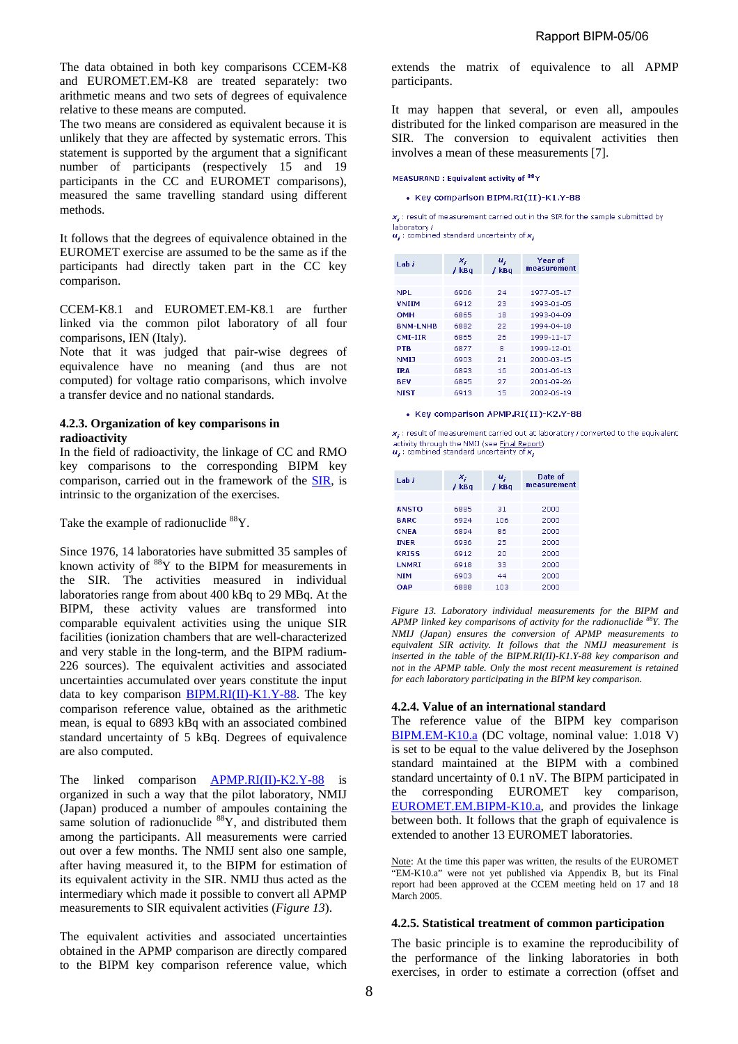The data obtained in both key comparisons CCEM-K8 and EUROMET.EM-K8 are treated separately: two arithmetic means and two sets of degrees of equivalence relative to these means are computed.
The two means are considered as equivalent because it is unlikely that they are affected by systematic errors. This statement is supported by the argument that a significant number of participants (respectively 15 and 19 participants in the CC and EUROMET comparisons), measured the same travelling standard using different methods.

It follows that the degrees of equivalence obtained in the EUROMET exercise are assumed to be the same as if the participants had directly taken part in the CC key comparison.

CCEM-K8.1 and EUROMET.EM-K8.1 are further linked via the common pilot laboratory of all four comparisons, IEN (Italy).
Note that it was judged that pair-wise degrees of equivalence have no meaning (and thus are not computed) for voltage ratio comparisons, which involve a transfer device and no national standards.

#### 4.2.3. Organization of key comparisons in radioactivity

In the field of radioactivity, the linkage of CC and RMO key comparisons to the corresponding BIPM key comparison, carried out in the framework of the SIR, is intrinsic to the organization of the exercises.

Take the example of radionuclide $^{88}$Y.

Since 1976, 14 laboratories have submitted 35 samples of known activity of $^{88}$Y to the BIPM for measurements in the SIR. The activities measured in individual laboratories range from about 400 kBq to 29 MBq. At the BIPM, these activity values are transformed into comparable equivalent activities using the unique SIR facilities (ionization chambers that are well-characterized and very stable in the long-term, and the BIPM radium-226 sources). The equivalent activities and associated uncertainties accumulated over years constitute the input data to key comparison BIPM.RI(II)-K1.Y-88. The key comparison reference value, obtained as the arithmetic mean, is equal to 6893 kBq with an associated combined standard uncertainty of 5 kBq. Degrees of equivalence are also computed.

The linked comparison APMP.RI(II)-K2.Y-88 is organized in such a way that the pilot laboratory, NMIJ (Japan) produced a number of ampoules containing the same solution of radionuclide $^{88}$Y, and distributed them among the participants. All measurements were carried out over a few months. The NMIJ sent also one sample, after having measured it, to the BIPM for estimation of its equivalent activity in the SIR. NMIJ thus acted as the intermediary which made it possible to convert all APMP measurements to SIR equivalent activities (*Figure 13*).

The equivalent activities and associated uncertainties obtained in the APMP comparison are directly compared to the BIPM key comparison reference value, which extends the matrix of equivalence to all APMP participants.

It may happen that several, or even all, ampoules distributed for the linked comparison are measured in the SIR. The conversion to equivalent activities then involves a mean of these measurements [7].

MEASURAND : Equivalent activity of $^{88}$Y

- Key comparison BIPM.RI(II)-K1.Y-88

$x_i$ : result of measurement carried out in the SIR for the sample submitted by laboratory $i$
$u_i$ : combined standard uncertainty of $x_i$

| Lab $i$ | $x_i$ / kBq | $u_i$ / kBq | Year of measurement |
|---|---|---|---|
| NPL | 6906 | 24 | 1977-05-17 |
| VNIIM | 6912 | 23 | 1993-01-05 |
| OMH | 6865 | 18 | 1993-04-09 |
| BNM-LNHB | 6882 | 22 | 1994-04-18 |
| CMI-IIR | 6865 | 26 | 1999-11-17 |
| PTB | 6877 | 8 | 1999-12-01 |
| NMIJ | 6903 | 21 | 2000-03-15 |
| IRA | 6893 | 16 | 2001-06-13 |
| BEV | 6895 | 27 | 2001-09-26 |
| NIST | 6913 | 15 | 2002-06-19 |

- Key comparison APMP.RI(II)-K2.Y-88

$x_i$ : result of measurement carried out at laboratory $i$ converted to the equivalent activity through the NMIJ (see Final Report)
$u_i$ : combined standard uncertainty of $x_i$

| Lab $i$ | $x_i$ / kBq | $u_i$ / kBq | Date of measurement |
|---|---|---|---|
| ANSTO | 6885 | 31 | 2000 |
| BARC | 6924 | 106 | 2000 |
| CNEA | 6894 | 86 | 2000 |
| INER | 6936 | 25 | 2000 |
| KRISS | 6912 | 20 | 2000 |
| LNMRI | 6918 | 33 | 2000 |
| NIM | 6903 | 44 | 2000 |
| OAP | 6888 | 103 | 2000 |

*Figure 13. Laboratory individual measurements for the BIPM and APMP linked key comparisons of activity for the radionuclide $^{88}$Y. The NMIJ (Japan) ensures the conversion of APMP measurements to equivalent SIR activity. It follows that the NMIJ measurement is inserted in the table of the BIPM.RI(II)-K1.Y-88 key comparison and not in the APMP table. Only the most recent measurement is retained for each laboratory participating in the BIPM key comparison.*

#### 4.2.4. Value of an international standard

The reference value of the BIPM key comparison BIPM.EM-K10.a (DC voltage, nominal value: 1.018 V) is set to be equal to the value delivered by the Josephson standard maintained at the BIPM with a combined standard uncertainty of 0.1 nV. The BIPM participated in the corresponding EUROMET key comparison, EUROMET.EM.BIPM-K10.a, and provides the linkage between both. It follows that the graph of equivalence is extended to another 13 EUROMET laboratories.

Note: At the time this paper was written, the results of the EUROMET "EM-K10.a" were not yet published via Appendix B, but its Final report had been approved at the CCEM meeting held on 17 and 18 March 2005.

#### 4.2.5. Statistical treatment of common participation

The basic principle is to examine the reproducibility of the performance of the linking laboratories in both exercises, in order to estimate a correction (offset and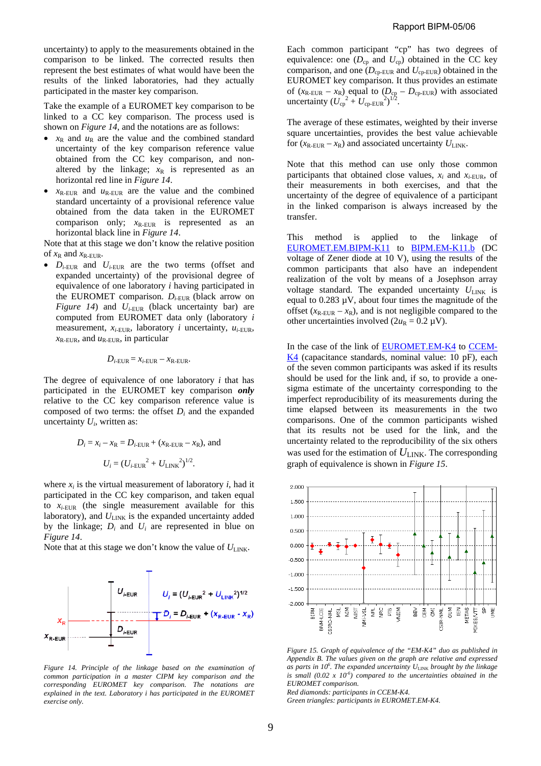uncertainty) to apply to the measurements obtained in the comparison to be linked. The corrected results then represent the best estimates of what would have been the results of the linked laboratories, had they actually participated in the master key comparison.

Take the example of a EUROMET key comparison to be linked to a CC key comparison. The process used is shown on *Figure 14*, and the notations are as follows:

- $x_R$ and $u_R$ are the value and the combined standard uncertainty of the key comparison reference value obtained from the CC key comparison, and non-altered by the linkage; $x_R$ is represented as an horizontal red line in *Figure 14*.
- $x_{R\text{-EUR}}$ and $u_{R\text{-EUR}}$ are the value and the combined standard uncertainty of a provisional reference value obtained from the data taken in the EUROMET comparison only; $x_{R\text{-EUR}}$ is represented as an horizontal black line in *Figure 14*.

Note that at this stage we don't know the relative position of $x_R$ and $x_{R\text{-EUR}}$.

- $D_{i\text{-EUR}}$ and $U_{i\text{-EUR}}$ are the two terms (offset and expanded uncertainty) of the provisional degree of equivalence of one laboratory $i$ having participated in the EUROMET comparison. $D_{i\text{-EUR}}$ (black arrow on *Figure 14*) and $U_{i\text{-EUR}}$ (black uncertainty bar) are computed from EUROMET data only (laboratory $i$ measurement, $x_{i\text{-EUR}}$, laboratory $i$ uncertainty, $u_{i\text{-EUR}}$, $x_{R\text{-EUR}}$, and $u_{R\text{-EUR}}$, in particular

$$D_{i\text{-EUR}} = x_{i\text{-EUR}} - x_{R\text{-EUR}}.$$

The degree of equivalence of one laboratory $i$ that has participated in the EUROMET key comparison ***only*** relative to the CC key comparison reference value is composed of two terms: the offset $D_i$ and the expanded uncertainty $U_i$, written as:

$$D_i = x_i - x_R = D_{i\text{-EUR}} + (x_{R\text{-EUR}} - x_R), \text{ and}$$

$$U_i = (U_{i\text{-EUR}}^2 + U_{\text{LINK}}^2)^{1/2}.$$

where $x_i$ is the virtual measurement of laboratory $i$, had it participated in the CC key comparison, and taken equal to $x_{i\text{-EUR}}$ (the single measurement available for this laboratory), and $U_{\text{LINK}}$ is the expanded uncertainty added by the linkage; $D_i$ and $U_i$ are represented in blue on *Figure 14*.

Note that at this stage we don't know the value of $U_{\text{LINK}}$.

*Figure 14. Principle of the linkage based on the examination of common participation in a master CIPM key comparison and the corresponding EUROMET key comparison. The notations are explained in the text. Laboratory i has participated in the EUROMET exercise only.*

Each common participant "cp" has two degrees of equivalence: one ($D_{\text{cp}}$ and $U_{\text{cp}}$) obtained in the CC key comparison, and one ($D_{\text{cp-EUR}}$ and $U_{\text{cp-EUR}}$) obtained in the EUROMET key comparison. It thus provides an estimate of ($x_{R\text{-EUR}} - x_R$) equal to ($D_{\text{cp}} - D_{\text{cp-EUR}}$) with associated uncertainty $(U_{\text{cp}}^2 + U_{\text{cp-EUR}}^2)^{1/2}$.

The average of these estimates, weighted by their inverse square uncertainties, provides the best value achievable for ($x_{R\text{-EUR}} - x_R$) and associated uncertainty $U_{\text{LINK}}$.

Note that this method can use only those common participants that obtained close values, $x_i$ and $x_{i\text{-EUR}}$, of their measurements in both exercises, and that the uncertainty of the degree of equivalence of a participant in the linked comparison is always increased by the transfer.

This method is applied to the linkage of EUROMET.EM.BIPM-K11 to BIPM.EM-K11.b (DC voltage of Zener diode at 10 V), using the results of the common participants that also have an independent realization of the volt by means of a Josephson array voltage standard. The expanded uncertainty $U_{\text{LINK}}$ is equal to 0.283 µV, about four times the magnitude of the offset ($x_{R\text{-EUR}} - x_R$), and is not negligible compared to the other uncertainties involved ($2u_R$ = 0.2 µV).

In the case of the link of EUROMET.EM-K4 to CCEM-K4 (capacitance standards, nominal value: 10 pF), each of the seven common participants was asked if its results should be used for the link and, if so, to provide a one-sigma estimate of the uncertainty corresponding to the imperfect reproducibility of its measurements during the time elapsed between its measurements in the two comparisons. One of the common participants wished that its results not be used for the link, and the uncertainty related to the reproducibility of the six others was used for the estimation of $U_{\text{LINK}}$. The corresponding graph of equivalence is shown in *Figure 15*.

*Figure 15. Graph of equivalence of the "EM-K4" duo as published in Appendix B. The values given on the graph are relative and expressed as parts in $10^6$. The expanded uncertainty $U_{\text{LINK}}$ brought by the linkage is small (0.02 x $10^{-6}$) compared to the uncertainties obtained in the EUROMET comparison.*

*Red diamonds: participants in CCEM-K4.*

*Green triangles: participants in EUROMET.EM-K4.*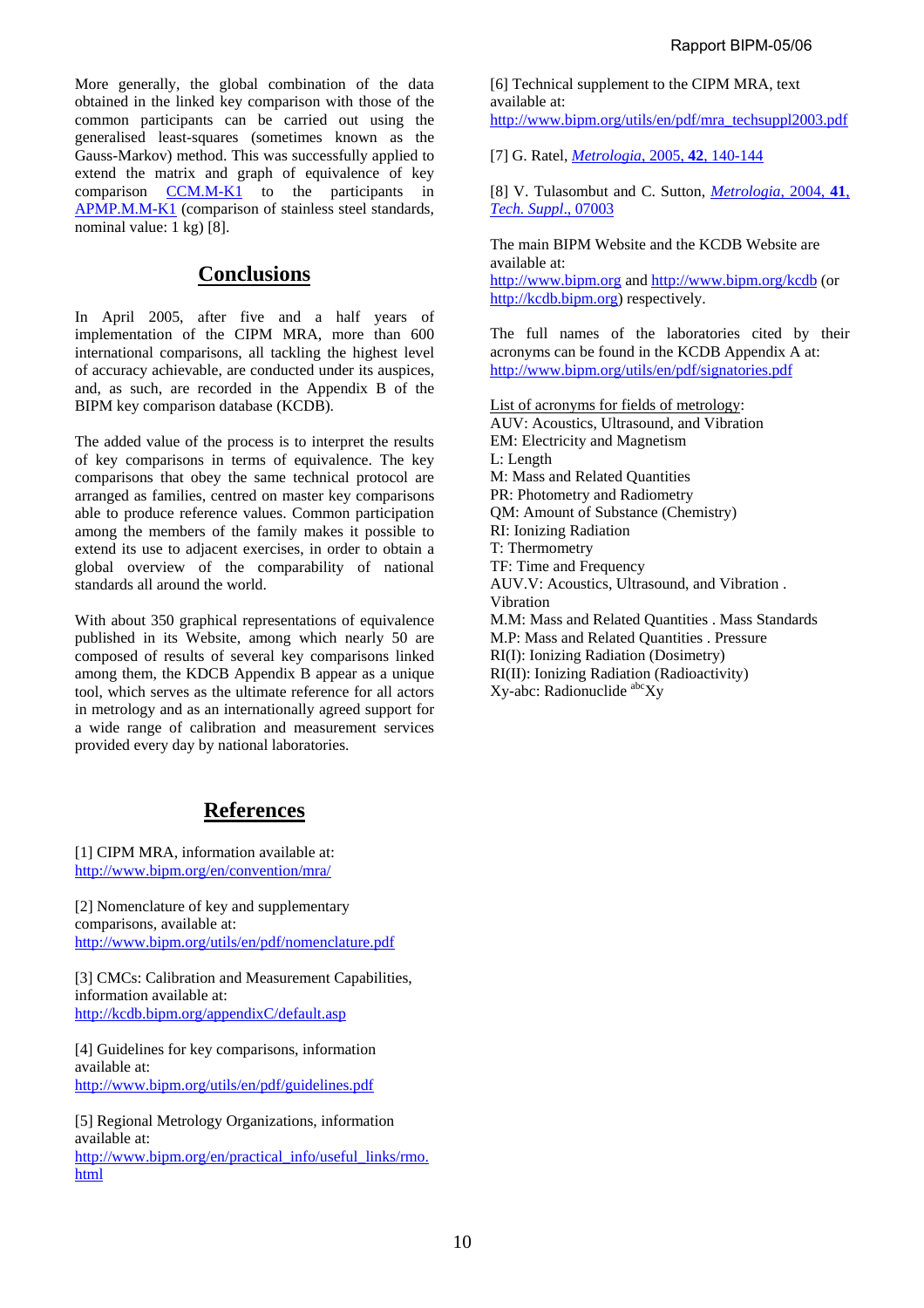More generally, the global combination of the data obtained in the linked key comparison with those of the common participants can be carried out using the generalised least-squares (sometimes known as the Gauss-Markov) method. This was successfully applied to extend the matrix and graph of equivalence of key comparison CCM.M-K1 to the participants in APMP.M.M-K1 (comparison of stainless steel standards, nominal value: 1 kg) [8].

## Conclusions

In April 2005, after five and a half years of implementation of the CIPM MRA, more than 600 international comparisons, all tackling the highest level of accuracy achievable, are conducted under its auspices, and, as such, are recorded in the Appendix B of the BIPM key comparison database (KCDB).

The added value of the process is to interpret the results of key comparisons in terms of equivalence. The key comparisons that obey the same technical protocol are arranged as families, centred on master key comparisons able to produce reference values. Common participation among the members of the family makes it possible to extend its use to adjacent exercises, in order to obtain a global overview of the comparability of national standards all around the world.

With about 350 graphical representations of equivalence published in its Website, among which nearly 50 are composed of results of several key comparisons linked among them, the KDCB Appendix B appear as a unique tool, which serves as the ultimate reference for all actors in metrology and as an internationally agreed support for a wide range of calibration and measurement services provided every day by national laboratories.

## References

[1] CIPM MRA, information available at:
http://www.bipm.org/en/convention/mra/

[2] Nomenclature of key and supplementary comparisons, available at:
http://www.bipm.org/utils/en/pdf/nomenclature.pdf

[3] CMCs: Calibration and Measurement Capabilities, information available at:
http://kcdb.bipm.org/appendixC/default.asp

[4] Guidelines for key comparisons, information available at:
http://www.bipm.org/utils/en/pdf/guidelines.pdf

[5] Regional Metrology Organizations, information available at:
http://www.bipm.org/en/practical_info/useful_links/rmo.html

[6] Technical supplement to the CIPM MRA, text available at:
http://www.bipm.org/utils/en/pdf/mra_techsuppl2003.pdf

[7] G. Ratel, *Metrologia*, 2005, **42**, 140-144

[8] V. Tulasombut and C. Sutton, *Metrologia*, 2004, **41**, *Tech. Suppl*., 07003

The main BIPM Website and the KCDB Website are available at:
http://www.bipm.org and http://www.bipm.org/kcdb (or http://kcdb.bipm.org) respectively.

The full names of the laboratories cited by their acronyms can be found in the KCDB Appendix A at:
http://www.bipm.org/utils/en/pdf/signatories.pdf

List of acronyms for fields of metrology:
AUV: Acoustics, Ultrasound, and Vibration
EM: Electricity and Magnetism
L: Length
M: Mass and Related Quantities
PR: Photometry and Radiometry
QM: Amount of Substance (Chemistry)
RI: Ionizing Radiation
T: Thermometry
TF: Time and Frequency
AUV.V: Acoustics, Ultrasound, and Vibration . Vibration
M.M: Mass and Related Quantities . Mass Standards
M.P: Mass and Related Quantities . Pressure
RI(I): Ionizing Radiation (Dosimetry)
RI(II): Ionizing Radiation (Radioactivity)
Xy-abc: Radionuclide $^{abc}$Xy